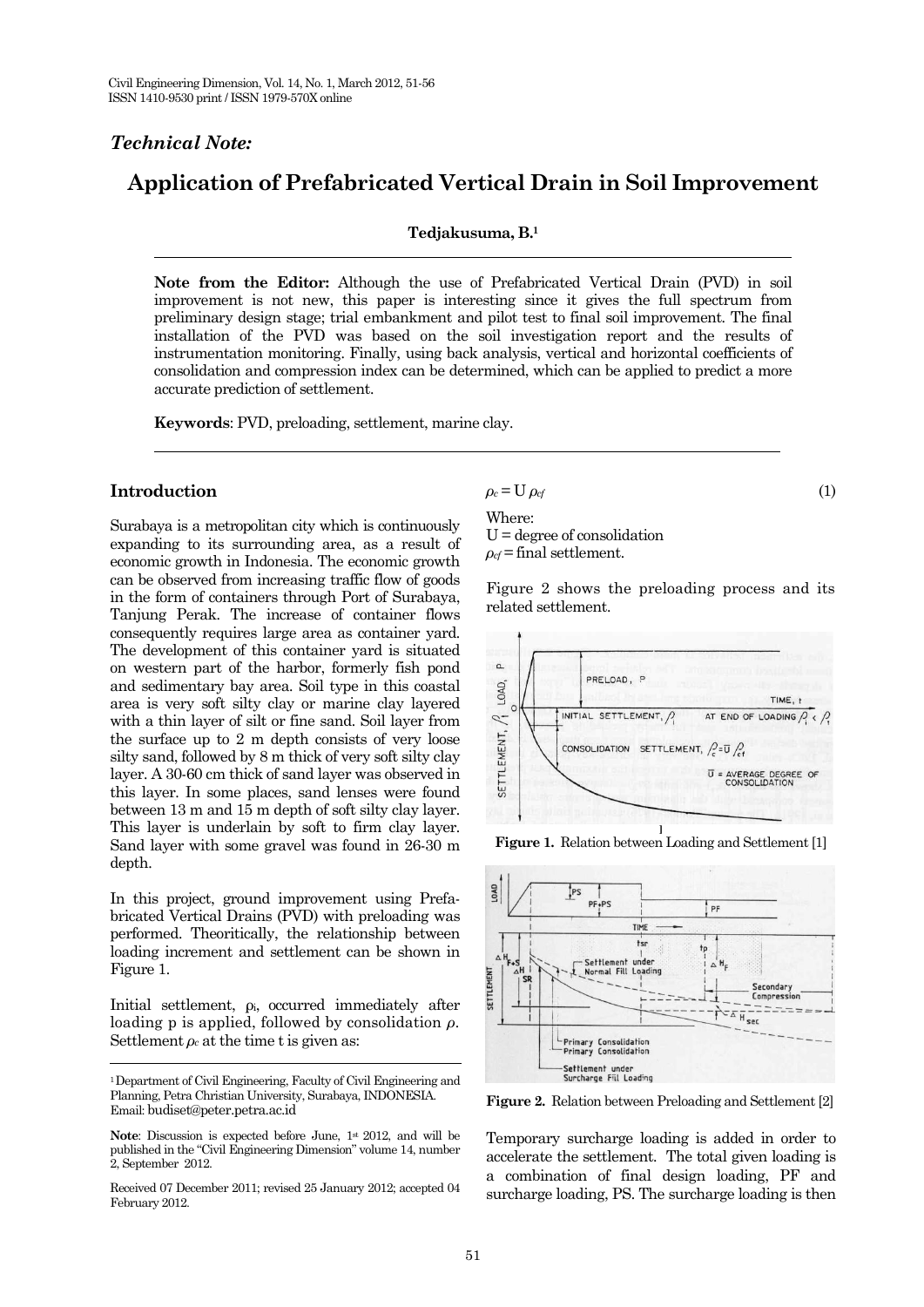*Technical Note:*

# Application of Prefabricated Vertical Drain in Soil Improvement

**Tedjakusuma, B.**[1]

**Note from the Editor:** Although the use of Prefabricated Vertical Drain (PVD) in soil improvement is not new, this paper is interesting since it gives the full spectrum from preliminary design stage; trial embankment and pilot test to final soil improvement. The final installation of the PVD was based on the soil investigation report and the results of instrumentation monitoring. Finally, using back analysis, vertical and horizontal coefficients of consolidation and compression index can be determined, which can be applied to predict a more accurate prediction of settlement.

**Keywords**: PVD, preloading, settlement, marine clay.

## Introduction

Surabaya is a metropolitan city which is continuously expanding to its surrounding area, as a result of economic growth in Indonesia. The economic growth can be observed from increasing traffic flow of goods in the form of containers through Port of Surabaya, Tanjung Perak. The increase of container flows consequently requires large area as container yard. The development of this container yard is situated on western part of the harbor, formerly fish pond and sedimentary bay area. Soil type in this coastal area is very soft silty clay or marine clay layered with a thin layer of silt or fine sand. Soil layer from the surface up to 2 m depth consists of very loose silty sand, followed by 8 m thick of very soft silty clay layer. A 30-60 cm thick of sand layer was observed in this layer. In some places, sand lenses were found between 13 m and 15 m depth of soft silty clay layer. This layer is underlain by soft to firm clay layer. Sand layer with some gravel was found in 26-30 m depth.

In this project, ground improvement using Prefabricated Vertical Drains (PVD) with preloading was performed. Theoritically, the relationship between loading increment and settlement can be shown in Figure 1.

Initial settlement, $\rho_i$, occurred immediately after loading p is applied, followed by consolidation $\rho$. Settlement $\rho_c$ at the time t is given as:

$$\rho_c = U\,\rho_{cf} \qquad (1)$$

Where:
U = degree of consolidation
$\rho_{cf}$ = final settlement.

Figure 2 shows the preloading process and its related settlement.

**Figure 1.** Relation between Loading and Settlement [1]

**Figure 2.** Relation between Preloading and Settlement [2]

Temporary surcharge loading is added in order to accelerate the settlement. The total given loading is a combination of final design loading, PF and surcharge loading, PS. The surcharge loading is then

[1] Department of Civil Engineering, Faculty of Civil Engineering and Planning, Petra Christian University, Surabaya, INDONESIA. Email: budiset@peter.petra.ac.id

**Note**: Discussion is expected before June, 1st 2012, and will be published in the "Civil Engineering Dimension" volume 14, number 2, September 2012.

Received 07 December 2011; revised 25 January 2012; accepted 04 February 2012.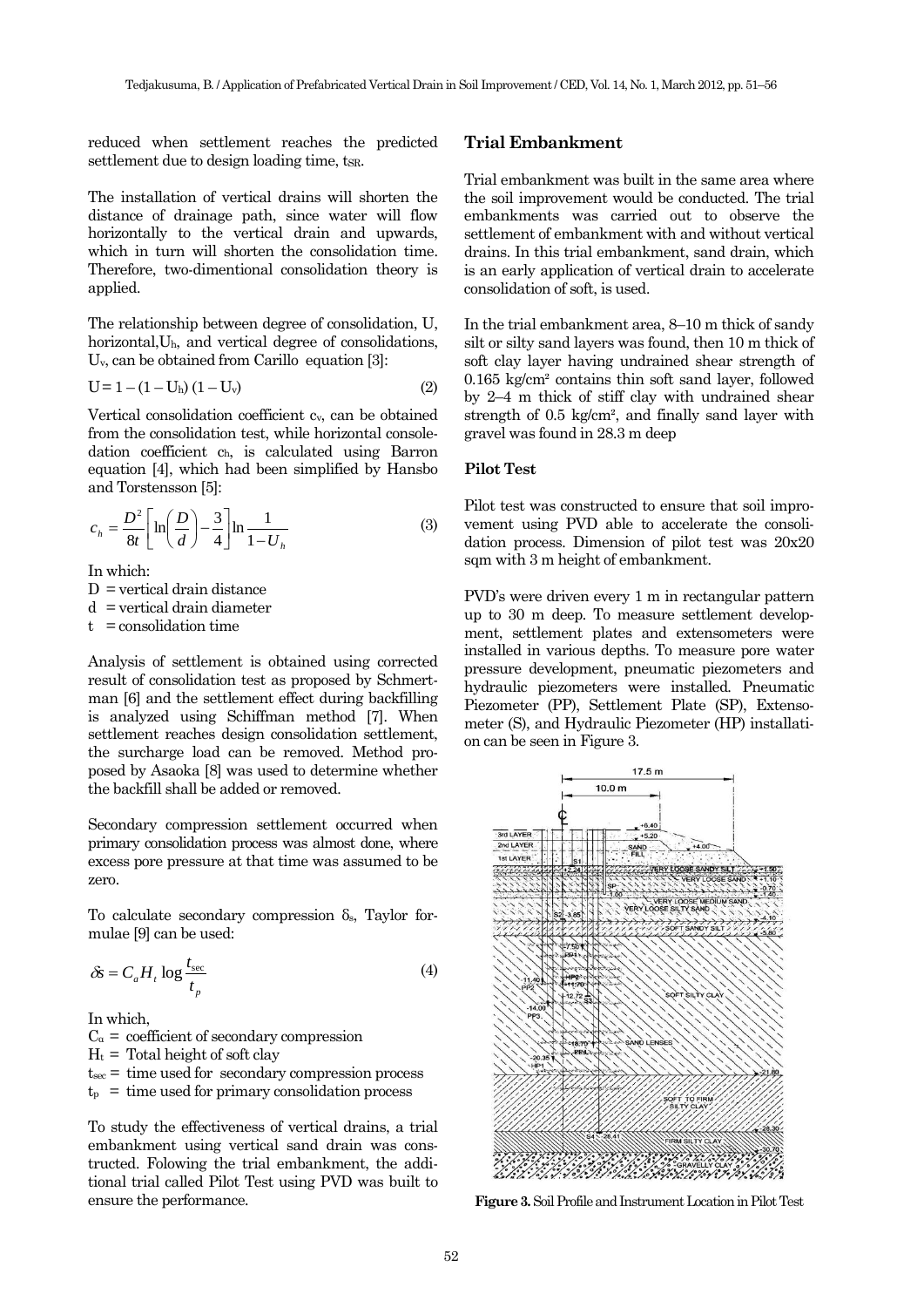reduced when settlement reaches the predicted settlement due to design loading time, $t_{SR}$.

The installation of vertical drains will shorten the distance of drainage path, since water will flow horizontally to the vertical drain and upwards, which in turn will shorten the consolidation time. Therefore, two-dimentional consolidation theory is applied.

The relationship between degree of consolidation, U, horizontal, $U_h$, and vertical degree of consolidations, $U_v$, can be obtained from Carillo equation [3]:

$$U = 1 - (1 - U_h)(1 - U_v) \tag{2}$$

Vertical consolidation coefficient $c_v$, can be obtained from the consolidation test, while horizontal consolidation coefficient $c_h$, is calculated using Barron equation [4], which had been simplified by Hansbo and Torstensson [5]:

$$c_h = \frac{D^2}{8t}\left[\ln\left(\frac{D}{d}\right) - \frac{3}{4}\right]\ln\frac{1}{1-U_h} \tag{3}$$

In which:

D = vertical drain distance
d = vertical drain diameter
t = consolidation time

Analysis of settlement is obtained using corrected result of consolidation test as proposed by Schmertman [6] and the settlement effect during backfilling is analyzed using Schiffman method [7]. When settlement reaches design consolidation settlement, the surcharge load can be removed. Method proposed by Asaoka [8] was used to determine whether the backfill shall be added or removed.

Secondary compression settlement occurred when primary consolidation process was almost done, where excess pore pressure at that time was assumed to be zero.

To calculate secondary compression $\delta_s$, Taylor formulae [9] can be used:

$$\delta s = C_a H_t \log\frac{t_{sec}}{t_p} \tag{4}$$

In which,

$C_\alpha$ = coefficient of secondary compression
$H_t$ = Total height of soft clay
$t_{sec}$ = time used for secondary compression process
$t_p$ = time used for primary consolidation process

To study the effectiveness of vertical drains, a trial embankment using vertical sand drain was constructed. Folowing the trial embankment, the additional trial called Pilot Test using PVD was built to ensure the performance.

## Trial Embankment

Trial embankment was built in the same area where the soil improvement would be conducted. The trial embankments was carried out to observe the settlement of embankment with and without vertical drains. In this trial embankment, sand drain, which is an early application of vertical drain to accelerate consolidation of soft, is used.

In the trial embankment area, 8–10 m thick of sandy silt or silty sand layers was found, then 10 m thick of soft clay layer having undrained shear strength of 0.165 kg/cm² contains thin soft sand layer, followed by 2–4 m thick of stiff clay with undrained shear strength of 0.5 kg/cm², and finally sand layer with gravel was found in 28.3 m deep

### Pilot Test

Pilot test was constructed to ensure that soil improvement using PVD able to accelerate the consolidation process. Dimension of pilot test was 20x20 sqm with 3 m height of embankment.

PVD's were driven every 1 m in rectangular pattern up to 30 m deep. To measure settlement development, settlement plates and extensometers were installed in various depths. To measure pore water pressure development, pneumatic piezometers and hydraulic piezometers were installed. Pneumatic Piezometer (PP), Settlement Plate (SP), Extensometer (S), and Hydraulic Piezometer (HP) installation can be seen in Figure 3.

**Figure 3.** Soil Profile and Instrument Location in Pilot Test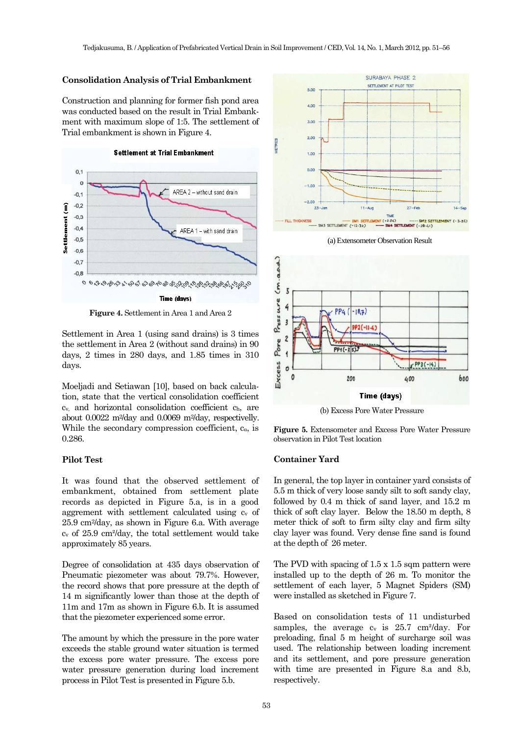### Consolidation Analysis of Trial Embankment

Construction and planning for former fish pond area was conducted based on the result in Trial Embankment with maximum slope of 1:5. The settlement of Trial embankment is shown in Figure 4.

**Figure 4.** Settlement in Area 1 and Area 2

Settlement in Area 1 (using sand drains) is 3 times the settlement in Area 2 (without sand drains) in 90 days, 2 times in 280 days, and 1.85 times in 310 days.

Moeljadi and Setiawan [10], based on back calculation, state that the vertical consolidation coefficient $c_v$, and horizontal consolidation coefficient $c_h$, are about 0.0022 m²/day and 0.0069 m²/day, respectively. While the secondary compression coefficient, $c_\alpha$, is 0.286.

### Pilot Test

It was found that the observed settlement of embankment, obtained from settlement plate records as depicted in Figure 5.a, is in a good aggrement with settlement calculated using $c_v$ of 25.9 cm²/day, as shown in Figure 6.a. With average $c_v$ of 25.9 cm²/day, the total settlement would take approximately 85 years.

Degree of consolidation at 435 days observation of Pneumatic piezometer was about 79.7%. However, the record shows that pore pressure at the depth of 14 m significantly lower than those at the depth of 11m and 17m as shown in Figure 6.b. It is assumed that the piezometer experienced some error.

The amount by which the pressure in the pore water exceeds the stable ground water situation is termed the excess pore water pressure. The excess pore water pressure generation during load increment process in Pilot Test is presented in Figure 5.b.

(a) Extensometer Observation Result

(b) Excess Pore Water Pressure

**Figure 5.** Extensometer and Excess Pore Water Pressure observation in Pilot Test location

### Container Yard

In general, the top layer in container yard consists of 5.5 m thick of very loose sandy silt to soft sandy clay, followed by 0.4 m thick of sand layer, and 15.2 m thick of soft clay layer. Below the 18.50 m depth, 8 meter thick of soft to firm silty clay and firm silty clay layer was found. Very dense fine sand is found at the depth of 26 meter.

The PVD with spacing of 1.5 x 1.5 sqm pattern were installed up to the depth of 26 m. To monitor the settlement of each layer, 5 Magnet Spiders (SM) were installed as sketched in Figure 7.

Based on consolidation tests of 11 undisturbed samples, the average $c_v$ is 25.7 cm²/day. For preloading, final 5 m height of surcharge soil was used. The relationship between loading increment and its settlement, and pore pressure generation with time are presented in Figure 8.a and 8.b, respectively.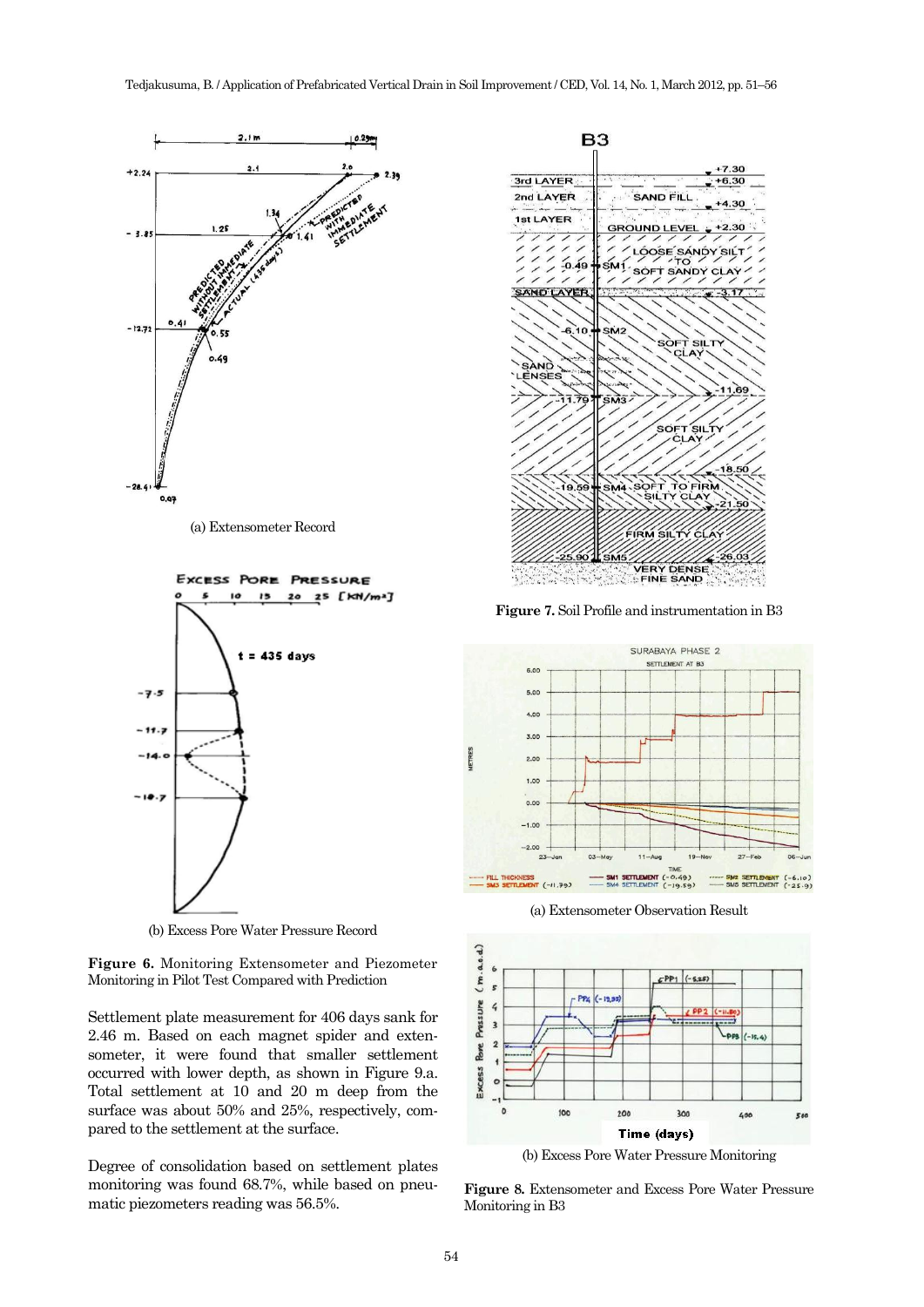(a) Extensometer Record

(b) Excess Pore Water Pressure Record

**Figure 6.** Monitoring Extensometer and Piezometer Monitoring in Pilot Test Compared with Prediction

Settlement plate measurement for 406 days sank for 2.46 m. Based on each magnet spider and extensometer, it were found that smaller settlement occurred with lower depth, as shown in Figure 9.a. Total settlement at 10 and 20 m deep from the surface was about 50% and 25%, respectively, compared to the settlement at the surface.

Degree of consolidation based on settlement plates monitoring was found 68.7%, while based on pneumatic piezometers reading was 56.5%.

**Figure 7.** Soil Profile and instrumentation in B3

(a) Extensometer Observation Result

(b) Excess Pore Water Pressure Monitoring

**Figure 8.** Extensometer and Excess Pore Water Pressure Monitoring in B3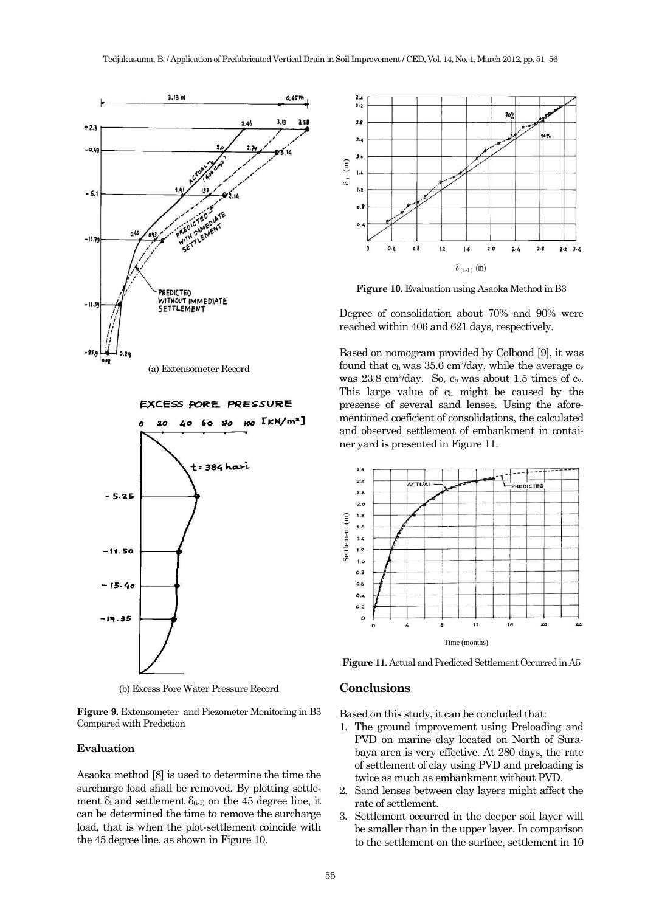(a) Extensometer Record

(b) Excess Pore Water Pressure Record

**Figure 9.** Extensometer and Piezometer Monitoring in B3 Compared with Prediction

### Evaluation

Asaoka method [8] is used to determine the time the surcharge load shall be removed. By plotting settlement $\delta_i$ and settlement $\delta_{(i-1)}$ on the 45 degree line, it can be determined the time to remove the surcharge load, that is when the plot-settlement coincide with the 45 degree line, as shown in Figure 10.

**Figure 10.** Evaluation using Asaoka Method in B3

Degree of consolidation about 70% and 90% were reached within 406 and 621 days, respectively.

Based on nomogram provided by Colbond [9], it was found that $c_h$ was 35.6 cm²/day, while the average $c_v$ was 23.8 cm²/day. So, $c_h$ was about 1.5 times of $c_v$. This large value of $c_h$ might be caused by the presense of several sand lenses. Using the aforementioned coeficient of consolidations, the calculated and observed settlement of embankment in container yard is presented in Figure 11.

**Figure 11.** Actual and Predicted Settlement Occurred in A5

## Conclusions

Based on this study, it can be concluded that:

1. The ground improvement using Preloading and PVD on marine clay located on North of Surabaya area is very effective. At 280 days, the rate of settlement of clay using PVD and preloading is twice as much as embankment without PVD.
2. Sand lenses between clay layers might affect the rate of settlement.
3. Settlement occurred in the deeper soil layer will be smaller than in the upper layer. In comparison to the settlement on the surface, settlement in 10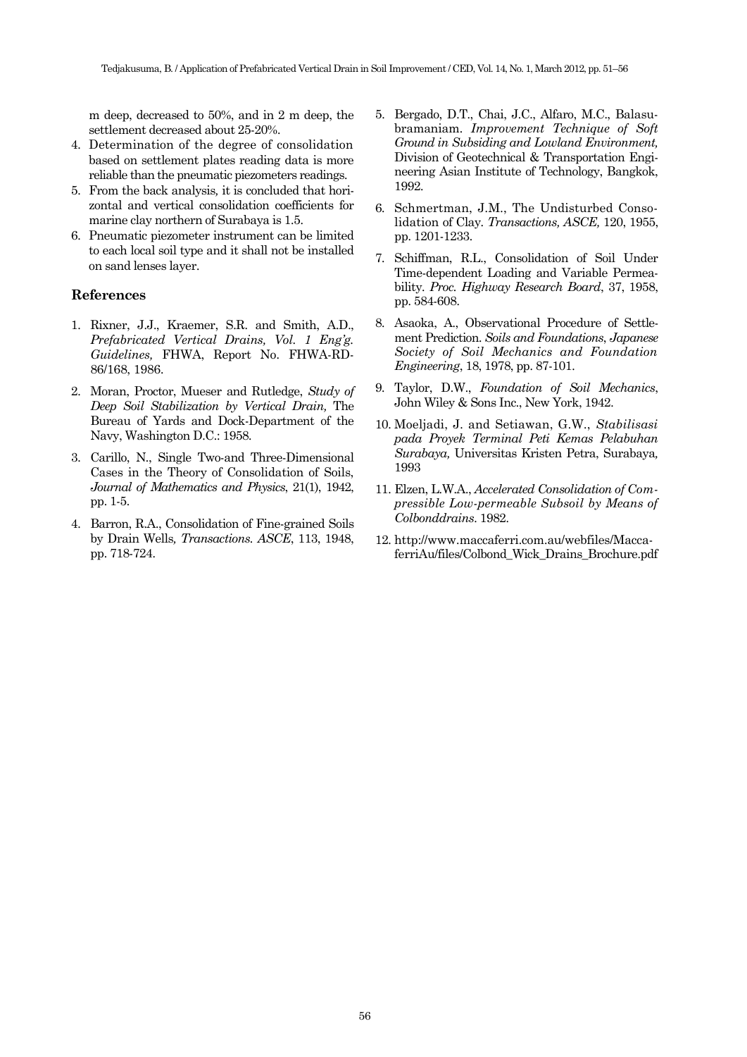m deep, decreased to 50%, and in 2 m deep, the settlement decreased about 25-20%.

4. Determination of the degree of consolidation based on settlement plates reading data is more reliable than the pneumatic piezometers readings.
5. From the back analysis, it is concluded that horizontal and vertical consolidation coefficients for marine clay northern of Surabaya is 1.5.
6. Pneumatic piezometer instrument can be limited to each local soil type and it shall not be installed on sand lenses layer.

## References

1. Rixner, J.J., Kraemer, S.R. and Smith, A.D., *Prefabricated Vertical Drains, Vol. 1 Eng'g. Guidelines,* FHWA, Report No. FHWA-RD-86/168, 1986.
2. Moran, Proctor, Mueser and Rutledge, *Study of Deep Soil Stabilization by Vertical Drain,* The Bureau of Yards and Dock-Department of the Navy, Washington D.C.: 1958.
3. Carillo, N., Single Two-and Three-Dimensional Cases in the Theory of Consolidation of Soils, *Journal of Mathematics and Physics*, 21(1), 1942, pp. 1-5.
4. Barron, R.A., Consolidation of Fine-grained Soils by Drain Wells, *Transactions. ASCE*, 113, 1948, pp. 718-724.
5. Bergado, D.T., Chai, J.C., Alfaro, M.C., Balasubramaniam. *Improvement Technique of Soft Ground in Subsiding and Lowland Environment,* Division of Geotechnical & Transportation Engineering Asian Institute of Technology, Bangkok, 1992.
6. Schmertman, J.M., The Undisturbed Consolidation of Clay. *Transactions, ASCE,* 120, 1955, pp. 1201-1233.
7. Schiffman, R.L., Consolidation of Soil Under Time-dependent Loading and Variable Permeability. *Proc. Highway Research Board*, 37, 1958, pp. 584-608.
8. Asaoka, A., Observational Procedure of Settlement Prediction. *Soils and Foundations*, *Japanese Society of Soil Mechanics and Foundation Engineering*, 18, 1978, pp. 87-101.
9. Taylor, D.W., *Foundation of Soil Mechanics*, John Wiley & Sons Inc., New York, 1942.
10. Moeljadi, J. and Setiawan, G.W., *Stabilisasi pada Proyek Terminal Peti Kemas Pelabuhan Surabaya,* Universitas Kristen Petra, Surabaya, 1993
11. Elzen, L.W.A., *Accelerated Consolidation of Compressible Low-permeable Subsoil by Means of Colbonddrains*. 1982.
12. http://www.maccaferri.com.au/webfiles/MaccaferriAu/files/Colbond_Wick_Drains_Brochure.pdf